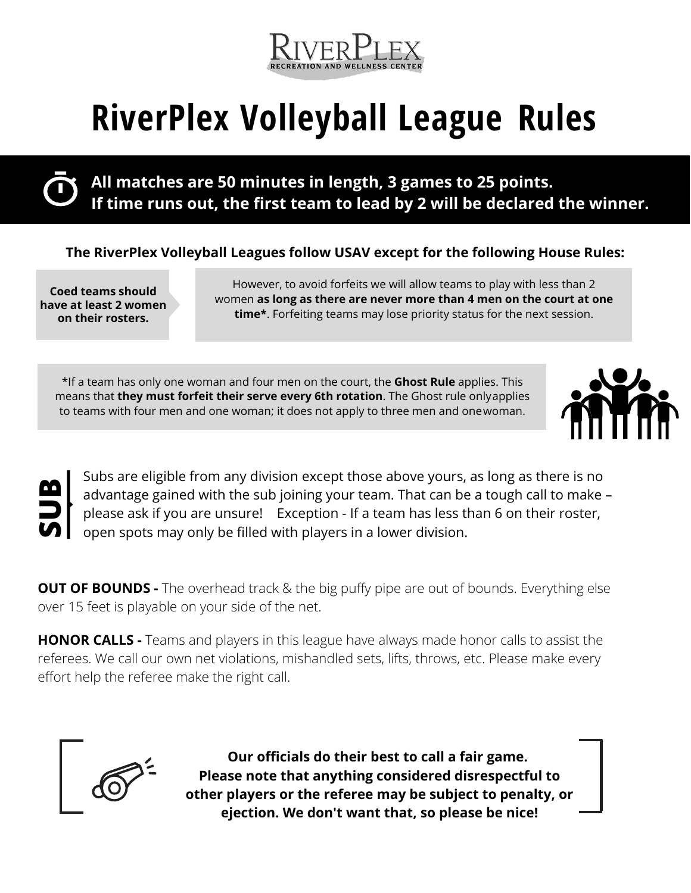RIVERPLEX
RECREATION AND WELLNESS CENTER

# RiverPlex Volleyball League Rules

**All matches are 50 minutes in length, 3 games to 25 points.**
**If time runs out, the first team to lead by 2 will be declared the winner.**

**The RiverPlex Volleyball Leagues follow USAV except for the following House Rules:**

**Coed teams should have at least 2 women on their rosters.**

However, to avoid forfeits we will allow teams to play with less than 2 women **as long as there are never more than 4 men on the court at one time***. Forfeiting teams may lose priority status for the next session.

*If a team has only one woman and four men on the court, the **Ghost Rule** applies. This means that **they must forfeit their serve every 6th rotation**. The Ghost rule only applies to teams with four men and one woman; it does not apply to three men and one woman.

**SUB**

Subs are eligible from any division except those above yours, as long as there is no advantage gained with the sub joining your team. That can be a tough call to make – please ask if you are unsure! Exception - If a team has less than 6 on their roster, open spots may only be filled with players in a lower division.

**OUT OF BOUNDS -** The overhead track & the big puffy pipe are out of bounds. Everything else over 15 feet is playable on your side of the net.

**HONOR CALLS -** Teams and players in this league have always made honor calls to assist the referees. We call our own net violations, mishandled sets, lifts, throws, etc. Please make every effort help the referee make the right call.

**Our officials do their best to call a fair game. Please note that anything considered disrespectful to other players or the referee may be subject to penalty, or ejection. We don't want that, so please be nice!**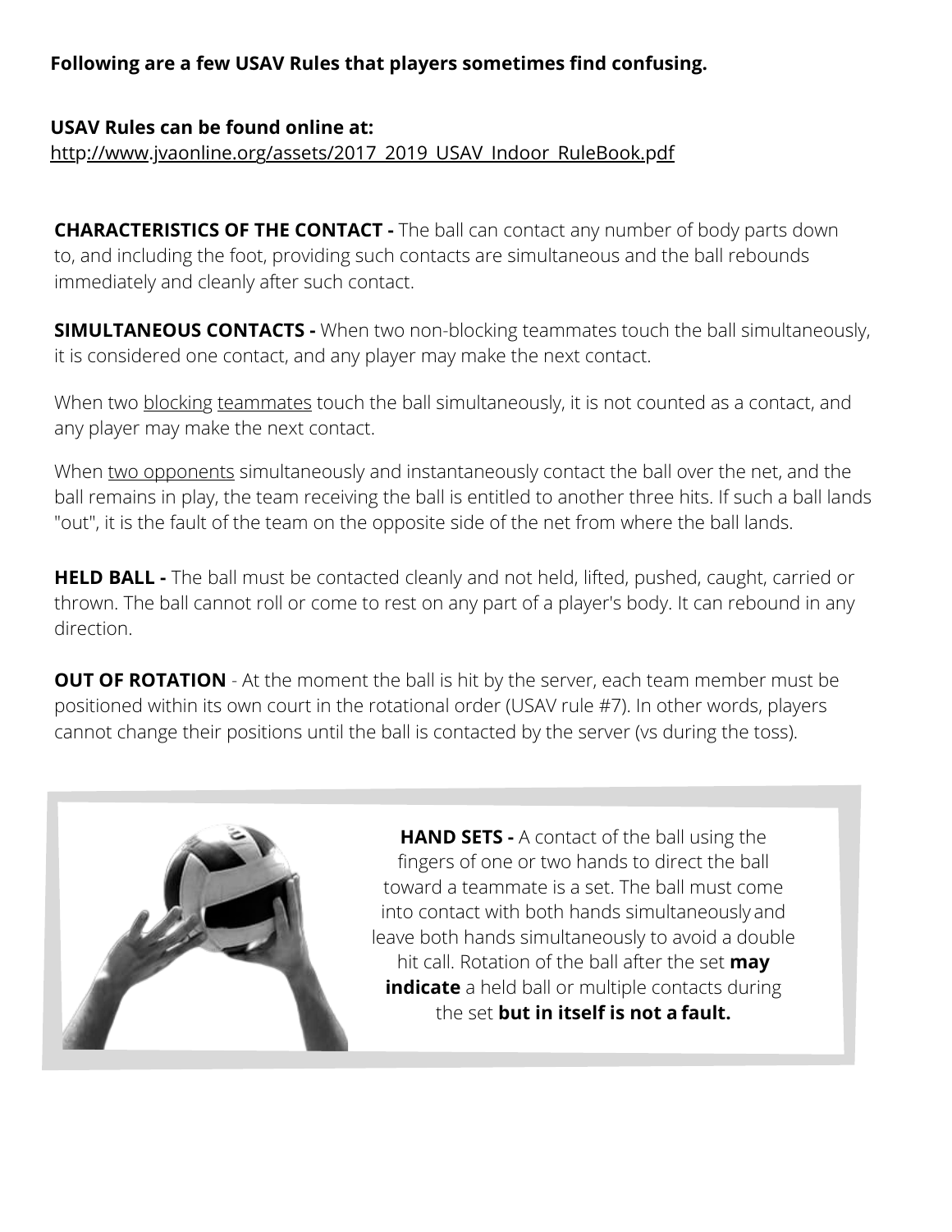**Following are a few USAV Rules that players sometimes find confusing.**

**USAV Rules can be found online at:**
http://www.jvaonline.org/assets/2017_2019_USAV_Indoor_RuleBook.pdf

**CHARACTERISTICS OF THE CONTACT -** The ball can contact any number of body parts down to, and including the foot, providing such contacts are simultaneous and the ball rebounds immediately and cleanly after such contact.

**SIMULTANEOUS CONTACTS -** When two non-blocking teammates touch the ball simultaneously, it is considered one contact, and any player may make the next contact.

When two blocking teammates touch the ball simultaneously, it is not counted as a contact, and any player may make the next contact.

When two opponents simultaneously and instantaneously contact the ball over the net, and the ball remains in play, the team receiving the ball is entitled to another three hits. If such a ball lands "out", it is the fault of the team on the opposite side of the net from where the ball lands.

**HELD BALL -** The ball must be contacted cleanly and not held, lifted, pushed, caught, carried or thrown. The ball cannot roll or come to rest on any part of a player's body. It can rebound in any direction.

**OUT OF ROTATION** - At the moment the ball is hit by the server, each team member must be positioned within its own court in the rotational order (USAV rule #7). In other words, players cannot change their positions until the ball is contacted by the server (vs during the toss).

**HAND SETS -** A contact of the ball using the fingers of one or two hands to direct the ball toward a teammate is a set. The ball must come into contact with both hands simultaneously and leave both hands simultaneously to avoid a double hit call. Rotation of the ball after the set **may indicate** a held ball or multiple contacts during the set **but in itself is not a fault.**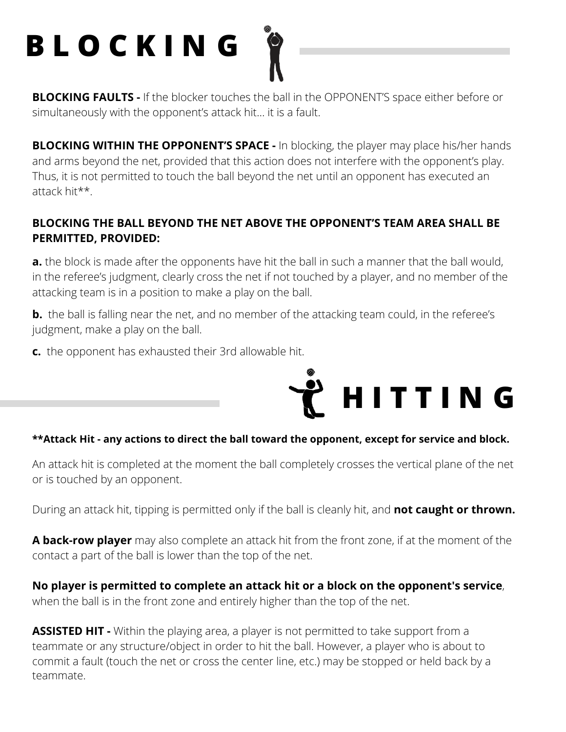# BLOCKING

**BLOCKING FAULTS -** If the blocker touches the ball in the OPPONENT'S space either before or simultaneously with the opponent's attack hit... it is a fault.

**BLOCKING WITHIN THE OPPONENT'S SPACE -** In blocking, the player may place his/her hands and arms beyond the net, provided that this action does not interfere with the opponent's play. Thus, it is not permitted to touch the ball beyond the net until an opponent has executed an attack hit**.

**BLOCKING THE BALL BEYOND THE NET ABOVE THE OPPONENT'S TEAM AREA SHALL BE PERMITTED, PROVIDED:**

**a.** the block is made after the opponents have hit the ball in such a manner that the ball would, in the referee's judgment, clearly cross the net if not touched by a player, and no member of the attacking team is in a position to make a play on the ball.

**b.** the ball is falling near the net, and no member of the attacking team could, in the referee's judgment, make a play on the ball.

**c.** the opponent has exhausted their 3rd allowable hit.

# HITTING

**\*\*Attack Hit - any actions to direct the ball toward the opponent, except for service and block.**

An attack hit is completed at the moment the ball completely crosses the vertical plane of the net or is touched by an opponent.

During an attack hit, tipping is permitted only if the ball is cleanly hit, and **not caught or thrown.**

**A back-row player** may also complete an attack hit from the front zone, if at the moment of the contact a part of the ball is lower than the top of the net.

**No player is permitted to complete an attack hit or a block on the opponent's service**, when the ball is in the front zone and entirely higher than the top of the net.

**ASSISTED HIT -** Within the playing area, a player is not permitted to take support from a teammate or any structure/object in order to hit the ball. However, a player who is about to commit a fault (touch the net or cross the center line, etc.) may be stopped or held back by a teammate.